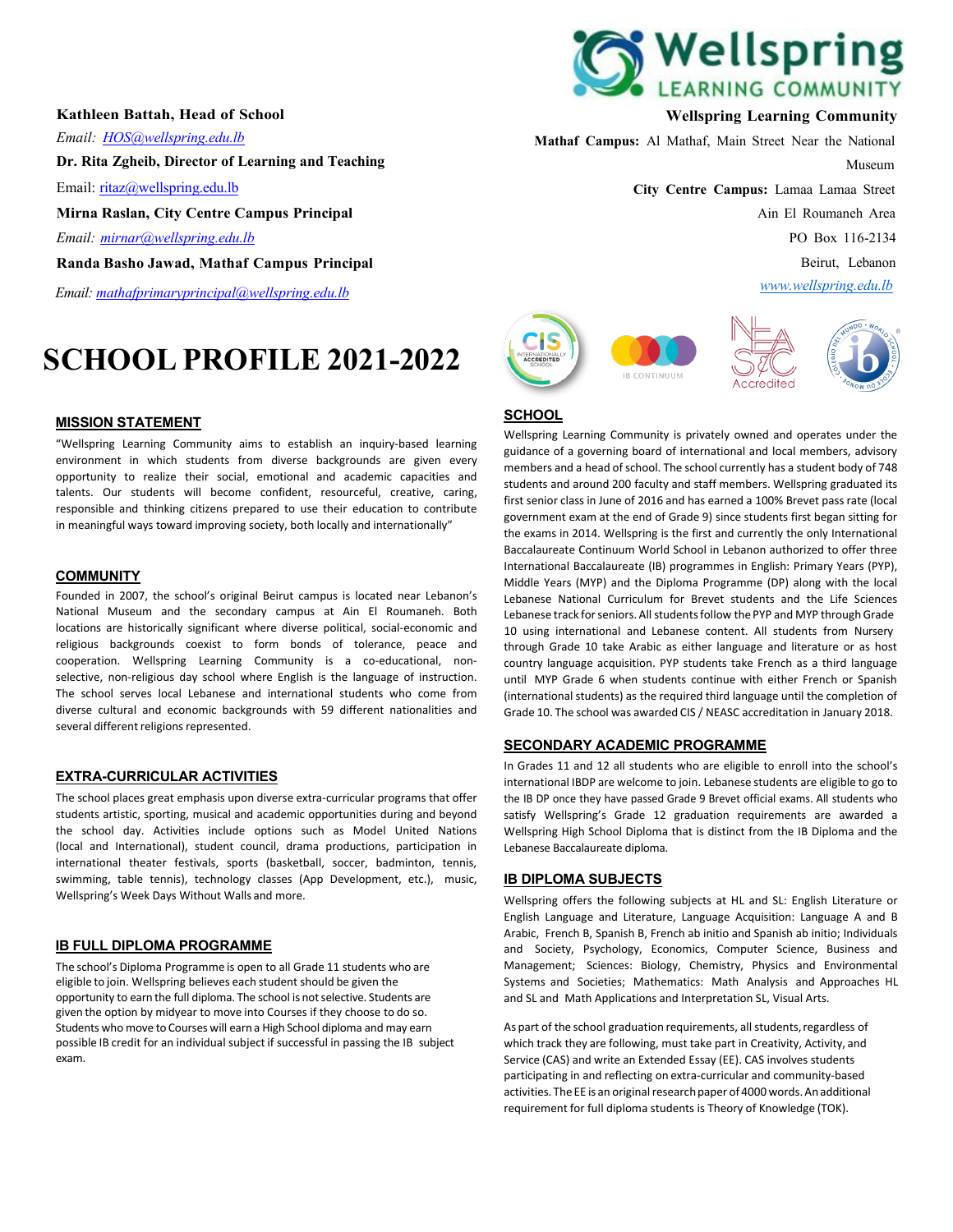**Kathleen Battah, Head of School**

*Email: HOS@wellspring.edu.lb*

**Dr. Rita Zgheib, Director of Learning and Teaching**

Email: ritaz@wellspring.edu.lb

**Mirna Raslan, City Centre Campus Principal**

*Email: mirnar@wellspring.edu.lb*

**Randa Basho Jawad, Mathaf Campus Principal**

*Email: mathafprimaryprincipal@wellspring.edu.lb*

**Wellspring Learning Community**

**Mathaf Campus:** Al Mathaf, Main Street Near the National Museum

**City Centre Campus:** Lamaa Lamaa Street
Ain El Roumaneh Area
PO Box 116-2134
Beirut, Lebanon
*www.wellspring.edu.lb*

# SCHOOL PROFILE 2021-2022

## MISSION STATEMENT

"Wellspring Learning Community aims to establish an inquiry-based learning environment in which students from diverse backgrounds are given every opportunity to realize their social, emotional and academic capacities and talents. Our students will become confident, resourceful, creative, caring, responsible and thinking citizens prepared to use their education to contribute in meaningful ways toward improving society, both locally and internationally"

## COMMUNITY

Founded in 2007, the school's original Beirut campus is located near Lebanon's National Museum and the secondary campus at Ain El Roumaneh. Both locations are historically significant where diverse political, social-economic and religious backgrounds coexist to form bonds of tolerance, peace and cooperation. Wellspring Learning Community is a co-educational, non-selective, non-religious day school where English is the language of instruction. The school serves local Lebanese and international students who come from diverse cultural and economic backgrounds with 59 different nationalities and several different religions represented.

## EXTRA-CURRICULAR ACTIVITIES

The school places great emphasis upon diverse extra-curricular programs that offer students artistic, sporting, musical and academic opportunities during and beyond the school day. Activities include options such as Model United Nations (local and International), student council, drama productions, participation in international theater festivals, sports (basketball, soccer, badminton, tennis, swimming, table tennis), technology classes (App Development, etc.), music, Wellspring's Week Days Without Walls and more.

## IB FULL DIPLOMA PROGRAMME

The school's Diploma Programme is open to all Grade 11 students who are eligible to join. Wellspring believes each student should be given the opportunity to earn the full diploma. The school is not selective. Students are given the option by midyear to move into Courses if they choose to do so. Students who move to Courses will earn a High School diploma and may earn possible IB credit for an individual subject if successful in passing the IB subject exam.

## SCHOOL

Wellspring Learning Community is privately owned and operates under the guidance of a governing board of international and local members, advisory members and a head of school. The school currently has a student body of 748 students and around 200 faculty and staff members. Wellspring graduated its first senior class in June of 2016 and has earned a 100% Brevet pass rate (local government exam at the end of Grade 9) since students first began sitting for the exams in 2014. Wellspring is the first and currently the only International Baccalaureate Continuum World School in Lebanon authorized to offer three International Baccalaureate (IB) programmes in English: Primary Years (PYP), Middle Years (MYP) and the Diploma Programme (DP) along with the local Lebanese National Curriculum for Brevet students and the Life Sciences Lebanese track for seniors. All students follow the PYP and MYP through Grade 10 using international and Lebanese content. All students from Nursery through Grade 10 take Arabic as either language and literature or as host country language acquisition. PYP students take French as a third language until MYP Grade 6 when students continue with either French or Spanish (international students) as the required third language until the completion of Grade 10. The school was awarded CIS / NEASC accreditation in January 2018.

## SECONDARY ACADEMIC PROGRAMME

In Grades 11 and 12 all students who are eligible to enroll into the school's international IBDP are welcome to join. Lebanese students are eligible to go to the IB DP once they have passed Grade 9 Brevet official exams. All students who satisfy Wellspring's Grade 12 graduation requirements are awarded a Wellspring High School Diploma that is distinct from the IB Diploma and the Lebanese Baccalaureate diploma.

## IB DIPLOMA SUBJECTS

Wellspring offers the following subjects at HL and SL: English Literature or English Language and Literature, Language Acquisition: Language A and B Arabic, French B, Spanish B, French ab initio and Spanish ab initio; Individuals and Society, Psychology, Economics, Computer Science, Business and Management; Sciences: Biology, Chemistry, Physics and Environmental Systems and Societies; Mathematics: Math Analysis and Approaches HL and SL and Math Applications and Interpretation SL, Visual Arts.

As part of the school graduation requirements, all students, regardless of which track they are following, must take part in Creativity, Activity, and Service (CAS) and write an Extended Essay (EE). CAS involves students participating in and reflecting on extra-curricular and community-based activities. The EE is an original research paper of 4000 words. An additional requirement for full diploma students is Theory of Knowledge (TOK).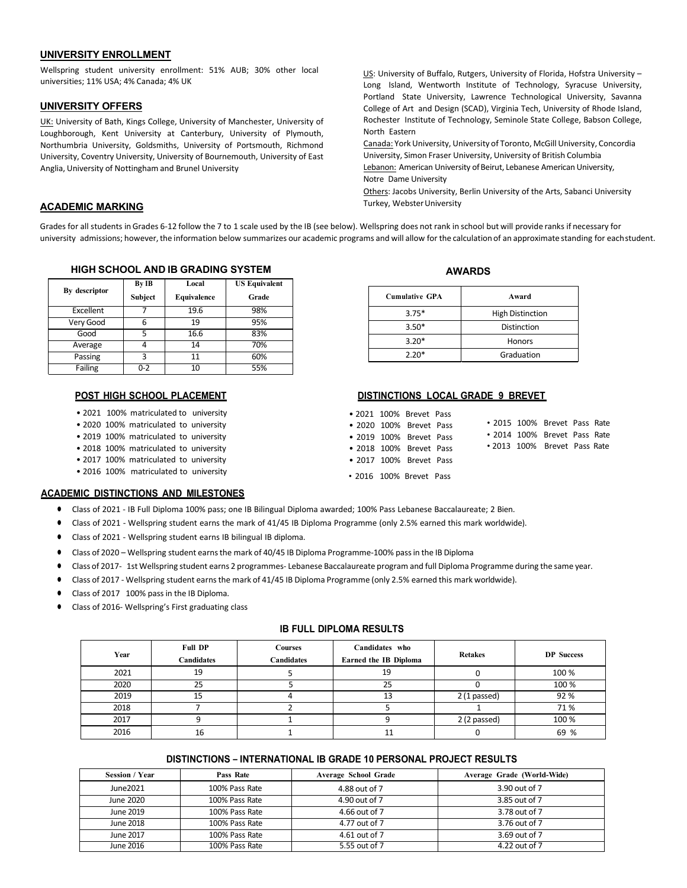## UNIVERSITY ENROLLMENT

Wellspring student university enrollment: 51% AUB; 30% other local universities; 11% USA; 4% Canada; 4% UK

## UNIVERSITY OFFERS

UK: University of Bath, Kings College, University of Manchester, University of Loughborough, Kent University at Canterbury, University of Plymouth, Northumbria University, Goldsmiths, University of Portsmouth, Richmond University, Coventry University, University of Bournemouth, University of East Anglia, University of Nottingham and Brunel University

US: University of Buffalo, Rutgers, University of Florida, Hofstra University – Long Island, Wentworth Institute of Technology, Syracuse University, Portland State University, Lawrence Technological University, Savanna College of Art and Design (SCAD), Virginia Tech, University of Rhode Island, Rochester Institute of Technology, Seminole State College, Babson College, North Eastern

Canada: York University, University of Toronto, McGill University, Concordia University, Simon Fraser University, University of British Columbia

Lebanon: American University of Beirut, Lebanese American University, Notre Dame University

Others: Jacobs University, Berlin University of the Arts, Sabanci University Turkey, Webster University

## ACADEMIC MARKING

Grades for all students in Grades 6-12 follow the 7 to 1 scale used by the IB (see below). Wellspring does not rank in school but will provide ranks if necessary for university admissions; however, the information below summarizes our academic programs and will allow for the calculation of an approximate standing for each student.

### HIGH SCHOOL AND IB GRADING SYSTEM

| By descriptor | By IB Subject | Local Equivalence | US Equivalent Grade |
|---|---|---|---|
| Excellent | 7 | 19.6 | 98% |
| Very Good | 6 | 19 | 95% |
| Good | 5 | 16.6 | 83% |
| Average | 4 | 14 | 70% |
| Passing | 3 | 11 | 60% |
| Failing | 0-2 | 10 | 55% |

### AWARDS

| Cumulative GPA | Award |
|---|---|
| 3.75* | High Distinction |
| 3.50* | Distinction |
| 3.20* | Honors |
| 2.20* | Graduation |

### POST HIGH SCHOOL PLACEMENT

- 2021 100% matriculated to university
- 2020 100% matriculated to university
- 2019 100% matriculated to university
- 2018 100% matriculated to university
- 2017 100% matriculated to university
- 2016 100% matriculated to university

### DISTINCTIONS LOCAL GRADE 9 BREVET

- 2021 100% Brevet Pass
- 2020 100% Brevet Pass
- 2019 100% Brevet Pass
- 2018 100% Brevet Pass
- 2017 100% Brevet Pass
- 2016 100% Brevet Pass
- 2015 100% Brevet Pass Rate
- 2014 100% Brevet Pass Rate
- 2013 100% Brevet Pass Rate

## ACADEMIC DISTINCTIONS AND MILESTONES

- Class of 2021 - IB Full Diploma 100% pass; one IB Bilingual Diploma awarded; 100% Pass Lebanese Baccalaureate; 2 Bien.
- Class of 2021 - Wellspring student earns the mark of 41/45 IB Diploma Programme (only 2.5% earned this mark worldwide).
- Class of 2021 - Wellspring student earns IB bilingual IB diploma.
- Class of 2020 – Wellspring student earns the mark of 40/45 IB Diploma Programme-100% pass in the IB Diploma
- Class of 2017- 1st Wellspring student earns 2 programmes- Lebanese Baccalaureate program and full Diploma Programme during the same year.
- Class of 2017 - Wellspring student earns the mark of 41/45 IB Diploma Programme (only 2.5% earned this mark worldwide).
- Class of 2017 100% pass in the IB Diploma.
- Class of 2016- Wellspring's First graduating class

### IB FULL DIPLOMA RESULTS

| Year | Full DP Candidates | Courses Candidates | Candidates who Earned the IB Diploma | Retakes | DP Success |
|---|---|---|---|---|---|
| 2021 | 19 | 5 | 19 | 0 | 100 % |
| 2020 | 25 | 5 | 25 | 0 | 100 % |
| 2019 | 15 | 4 | 13 | 2 (1 passed) | 92 % |
| 2018 | 7 | 2 | 5 | 1 | 71 % |
| 2017 | 9 | 1 | 9 | 2 (2 passed) | 100 % |
| 2016 | 16 | 1 | 11 | 0 | 69 % |

### DISTINCTIONS – INTERNATIONAL IB GRADE 10 PERSONAL PROJECT RESULTS

| Session / Year | Pass Rate | Average School Grade | Average Grade (World-Wide) |
|---|---|---|---|
| June2021 | 100% Pass Rate | 4.88 out of 7 | 3.90 out of 7 |
| June 2020 | 100% Pass Rate | 4.90 out of 7 | 3.85 out of 7 |
| June 2019 | 100% Pass Rate | 4.66 out of 7 | 3.78 out of 7 |
| June 2018 | 100% Pass Rate | 4.77 out of 7 | 3.76 out of 7 |
| June 2017 | 100% Pass Rate | 4.61 out of 7 | 3.69 out of 7 |
| June 2016 | 100% Pass Rate | 5.55 out of 7 | 4.22 out of 7 |